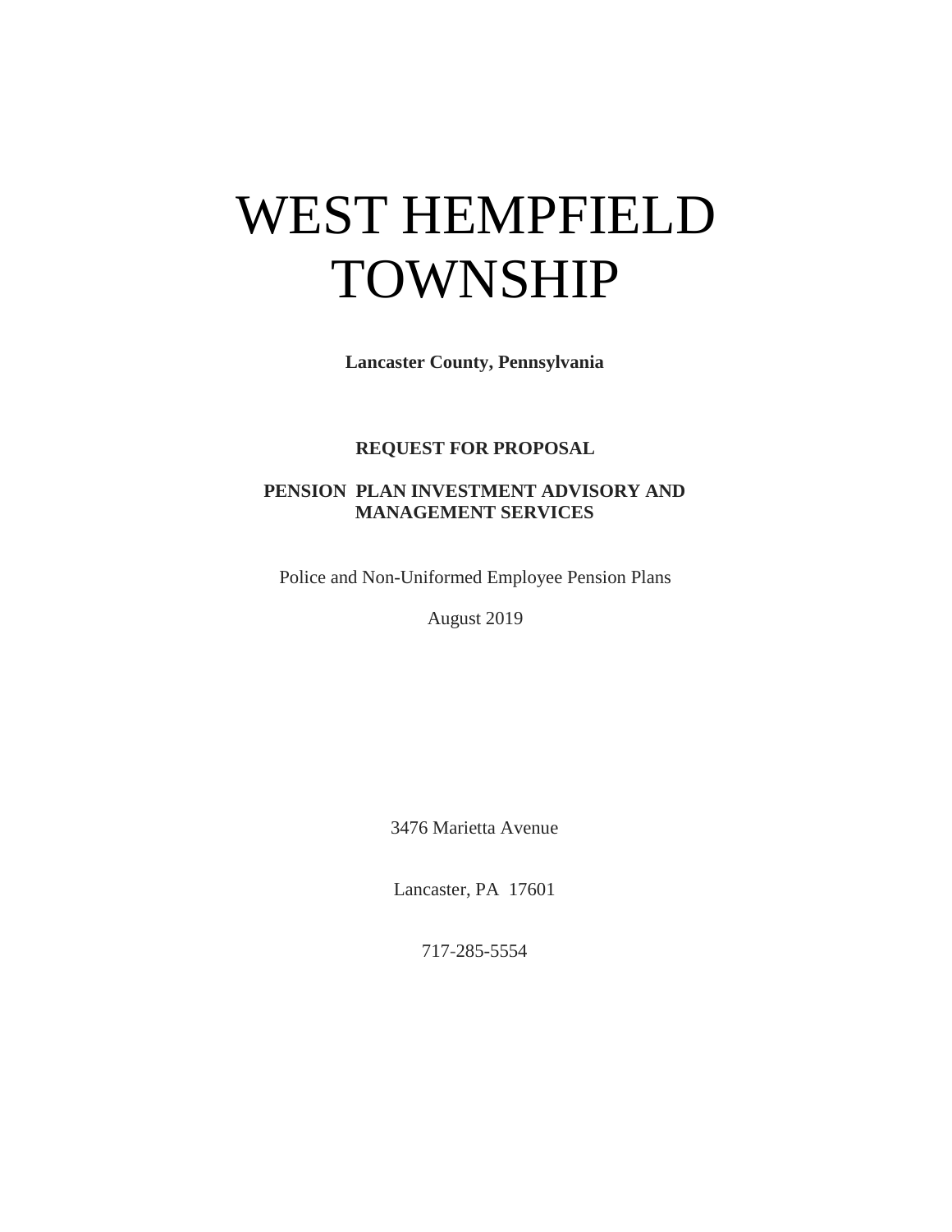# WEST HEMPFIELD TOWNSHIP

**Lancaster County, Pennsylvania**

**REQUEST FOR PROPOSAL**

**PENSION PLAN INVESTMENT ADVISORY AND MANAGEMENT SERVICES**

Police and Non-Uniformed Employee Pension Plans

August 2019

3476 Marietta Avenue

Lancaster, PA 17601

717-285-5554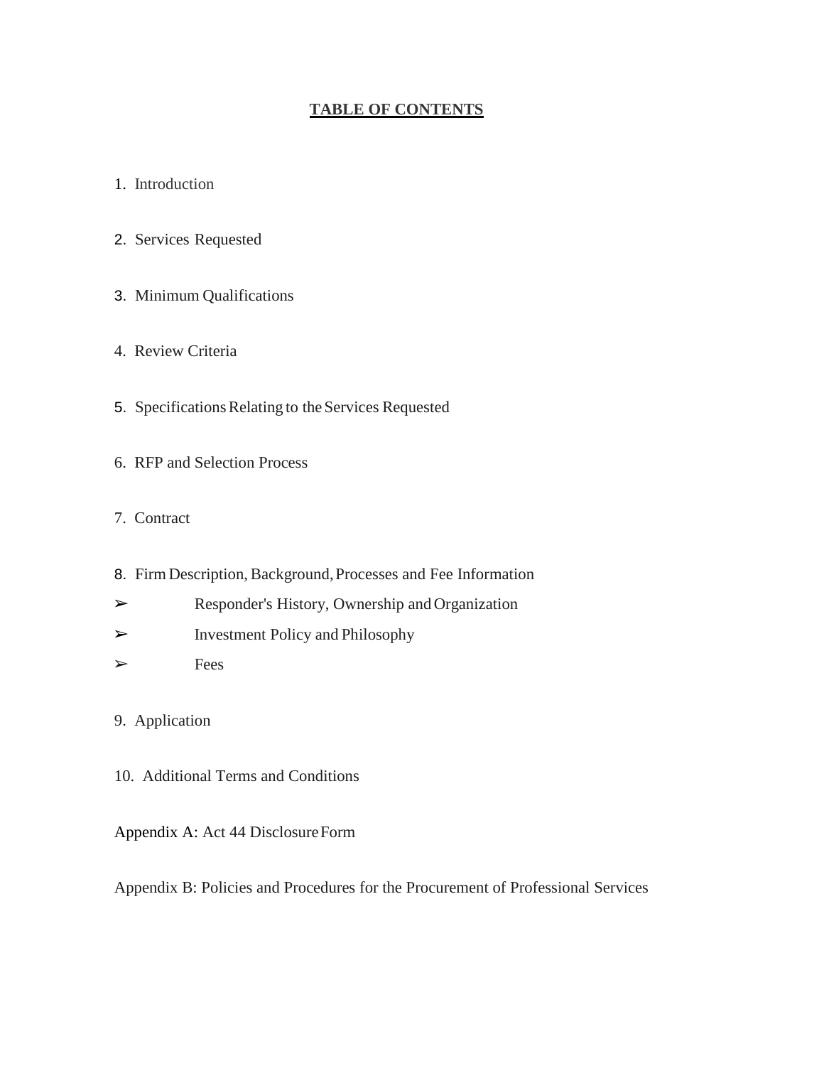# TABLE OF CONTENTS

1. Introduction
2. Services Requested
3. Minimum Qualifications
4. Review Criteria
5. Specifications Relating to the Services Requested
6. RFP and Selection Process
7. Contract
8. Firm Description, Background, Processes and Fee Information
   - ➢ Responder's History, Ownership and Organization
   - ➢ Investment Policy and Philosophy
   - ➢ Fees
9. Application
10. Additional Terms and Conditions

Appendix A: Act 44 Disclosure Form

Appendix B: Policies and Procedures for the Procurement of Professional Services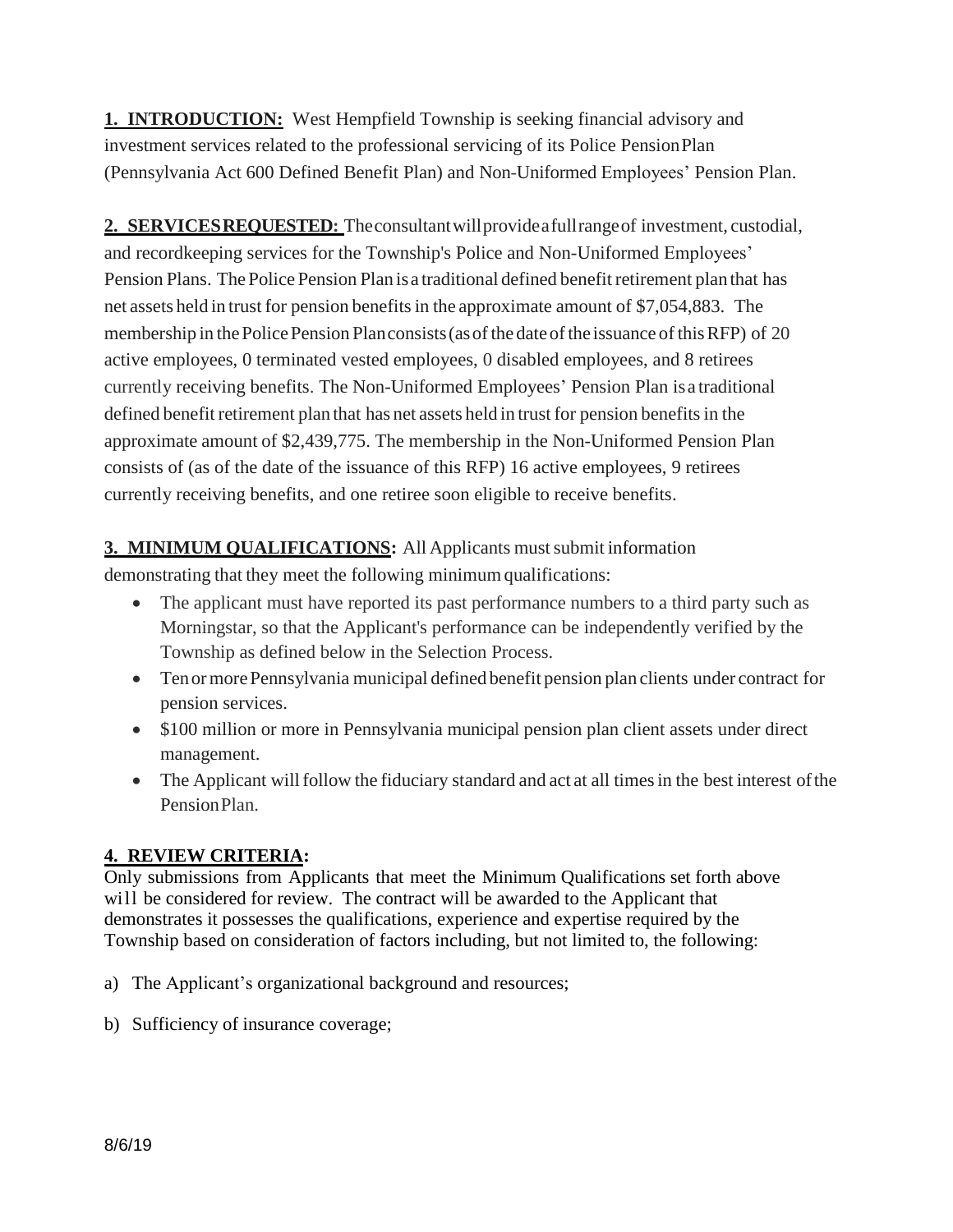**1. INTRODUCTION:** West Hempfield Township is seeking financial advisory and investment services related to the professional servicing of its Police Pension Plan (Pennsylvania Act 600 Defined Benefit Plan) and Non-Uniformed Employees' Pension Plan.

**2. SERVICES REQUESTED:** The consultant will provide a full range of investment, custodial, and recordkeeping services for the Township's Police and Non-Uniformed Employees' Pension Plans. The Police Pension Plan is a traditional defined benefit retirement plan that has net assets held in trust for pension benefits in the approximate amount of $7,054,883. The membership in the Police Pension Plan consists (as of the date of the issuance of this RFP) of 20 active employees, 0 terminated vested employees, 0 disabled employees, and 8 retirees currently receiving benefits. The Non-Uniformed Employees' Pension Plan is a traditional defined benefit retirement plan that has net assets held in trust for pension benefits in the approximate amount of $2,439,775. The membership in the Non-Uniformed Pension Plan consists of (as of the date of the issuance of this RFP) 16 active employees, 9 retirees currently receiving benefits, and one retiree soon eligible to receive benefits.

**3. MINIMUM QUALIFICATIONS:** All Applicants must submit information demonstrating that they meet the following minimum qualifications:

- The applicant must have reported its past performance numbers to a third party such as Morningstar, so that the Applicant's performance can be independently verified by the Township as defined below in the Selection Process.
- Ten or more Pennsylvania municipal defined benefit pension plan clients under contract for pension services.
- $100 million or more in Pennsylvania municipal pension plan client assets under direct management.
- The Applicant will follow the fiduciary standard and act at all times in the best interest of the Pension Plan.

**4. REVIEW CRITERIA:**

Only submissions from Applicants that meet the Minimum Qualifications set forth above will be considered for review. The contract will be awarded to the Applicant that demonstrates it possesses the qualifications, experience and expertise required by the Township based on consideration of factors including, but not limited to, the following:

a) The Applicant's organizational background and resources;

b) Sufficiency of insurance coverage;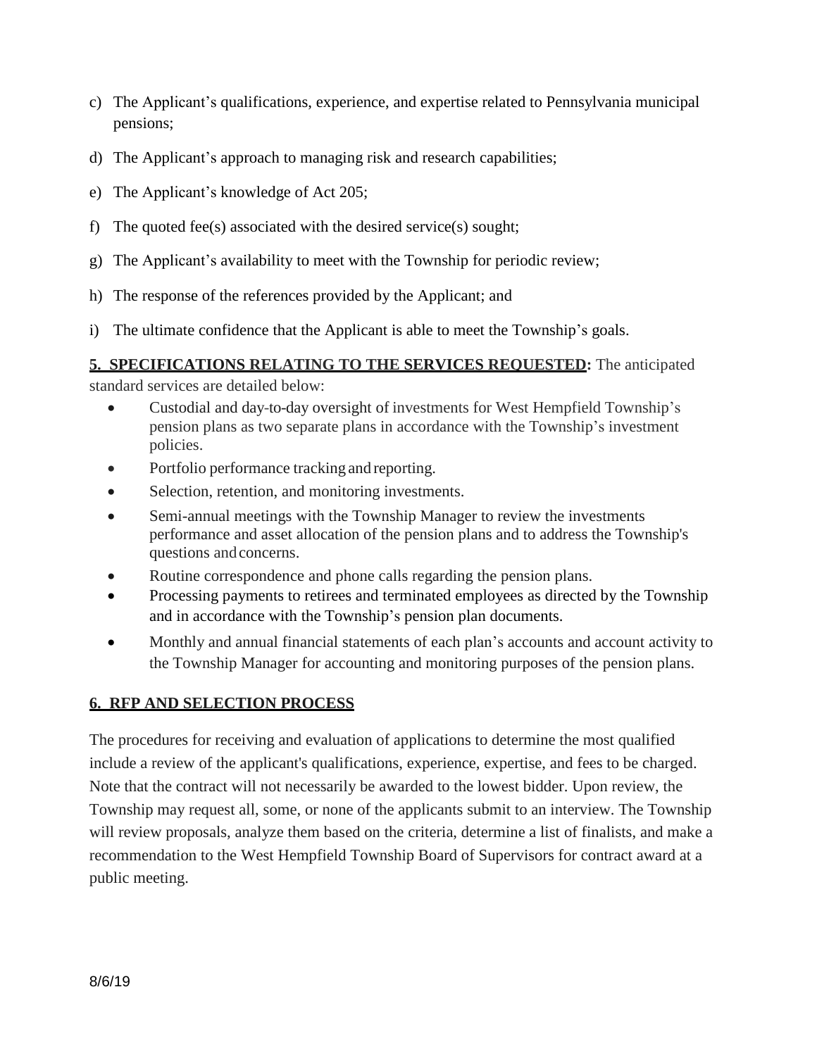c) The Applicant's qualifications, experience, and expertise related to Pennsylvania municipal pensions;

d) The Applicant's approach to managing risk and research capabilities;

e) The Applicant's knowledge of Act 205;

f) The quoted fee(s) associated with the desired service(s) sought;

g) The Applicant's availability to meet with the Township for periodic review;

h) The response of the references provided by the Applicant; and

i) The ultimate confidence that the Applicant is able to meet the Township's goals.

**5. SPECIFICATIONS RELATING TO THE SERVICES REQUESTED:** The anticipated standard services are detailed below:

- Custodial and day-to-day oversight of investments for West Hempfield Township's pension plans as two separate plans in accordance with the Township's investment policies.
- Portfolio performance tracking and reporting.
- Selection, retention, and monitoring investments.
- Semi-annual meetings with the Township Manager to review the investments performance and asset allocation of the pension plans and to address the Township's questions and concerns.
- Routine correspondence and phone calls regarding the pension plans.
- Processing payments to retirees and terminated employees as directed by the Township and in accordance with the Township's pension plan documents.
- Monthly and annual financial statements of each plan's accounts and account activity to the Township Manager for accounting and monitoring purposes of the pension plans.

**6. RFP AND SELECTION PROCESS**

The procedures for receiving and evaluation of applications to determine the most qualified include a review of the applicant's qualifications, experience, expertise, and fees to be charged. Note that the contract will not necessarily be awarded to the lowest bidder. Upon review, the Township may request all, some, or none of the applicants submit to an interview. The Township will review proposals, analyze them based on the criteria, determine a list of finalists, and make a recommendation to the West Hempfield Township Board of Supervisors for contract award at a public meeting.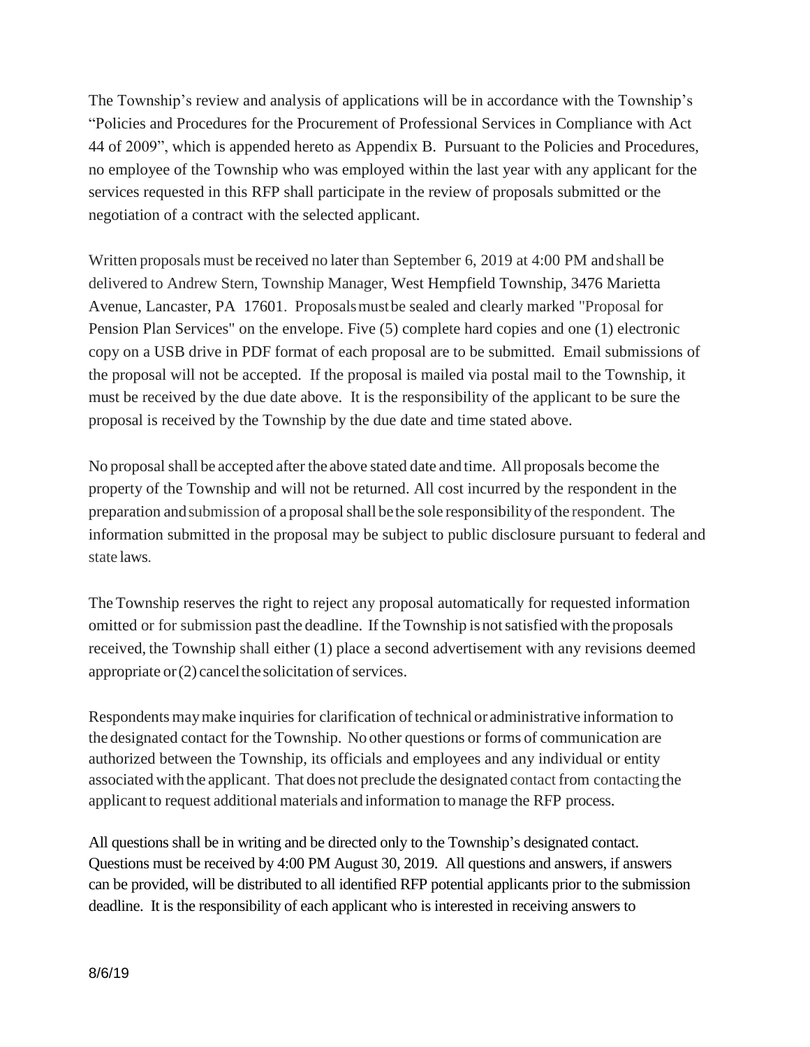The Township's review and analysis of applications will be in accordance with the Township's "Policies and Procedures for the Procurement of Professional Services in Compliance with Act 44 of 2009", which is appended hereto as Appendix B. Pursuant to the Policies and Procedures, no employee of the Township who was employed within the last year with any applicant for the services requested in this RFP shall participate in the review of proposals submitted or the negotiation of a contract with the selected applicant.

Written proposals must be received no later than September 6, 2019 at 4:00 PM and shall be delivered to Andrew Stern, Township Manager, West Hempfield Township, 3476 Marietta Avenue, Lancaster, PA 17601. Proposals must be sealed and clearly marked "Proposal for Pension Plan Services" on the envelope. Five (5) complete hard copies and one (1) electronic copy on a USB drive in PDF format of each proposal are to be submitted. Email submissions of the proposal will not be accepted. If the proposal is mailed via postal mail to the Township, it must be received by the due date above. It is the responsibility of the applicant to be sure the proposal is received by the Township by the due date and time stated above.

No proposal shall be accepted after the above stated date and time. All proposals become the property of the Township and will not be returned. All cost incurred by the respondent in the preparation and submission of a proposal shall be the sole responsibility of the respondent. The information submitted in the proposal may be subject to public disclosure pursuant to federal and state laws.

The Township reserves the right to reject any proposal automatically for requested information omitted or for submission past the deadline. If the Township is not satisfied with the proposals received, the Township shall either (1) place a second advertisement with any revisions deemed appropriate or (2) cancel the solicitation of services.

Respondents may make inquiries for clarification of technical or administrative information to the designated contact for the Township. No other questions or forms of communication are authorized between the Township, its officials and employees and any individual or entity associated with the applicant. That does not preclude the designated contact from contacting the applicant to request additional materials and information to manage the RFP process.

All questions shall be in writing and be directed only to the Township's designated contact. Questions must be received by 4:00 PM August 30, 2019. All questions and answers, if answers can be provided, will be distributed to all identified RFP potential applicants prior to the submission deadline. It is the responsibility of each applicant who is interested in receiving answers to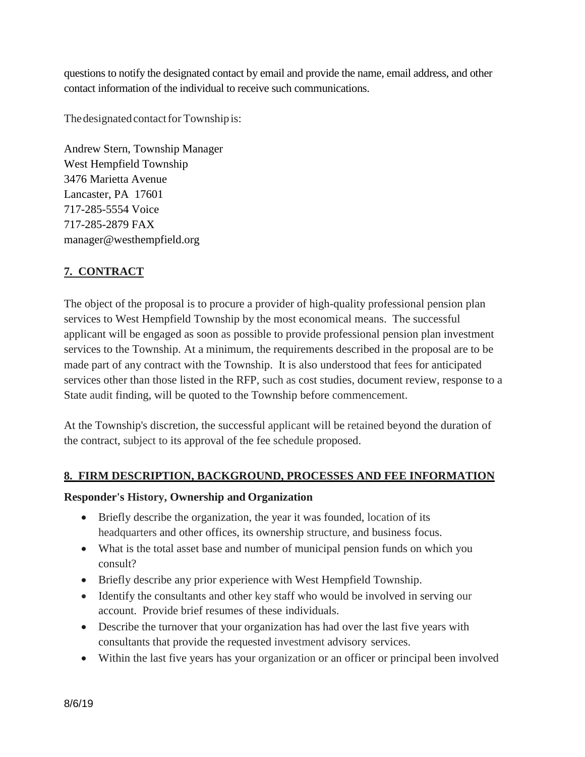questions to notify the designated contact by email and provide the name, email address, and other contact information of the individual to receive such communications.

The designated contact for Township is:

Andrew Stern, Township Manager
West Hempfield Township
3476 Marietta Avenue
Lancaster, PA 17601
717-285-5554 Voice
717-285-2879 FAX
manager@westhempfield.org

## 7. CONTRACT

The object of the proposal is to procure a provider of high-quality professional pension plan services to West Hempfield Township by the most economical means. The successful applicant will be engaged as soon as possible to provide professional pension plan investment services to the Township. At a minimum, the requirements described in the proposal are to be made part of any contract with the Township. It is also understood that fees for anticipated services other than those listed in the RFP, such as cost studies, document review, response to a State audit finding, will be quoted to the Township before commencement.

At the Township's discretion, the successful applicant will be retained beyond the duration of the contract, subject to its approval of the fee schedule proposed.

## 8. FIRM DESCRIPTION, BACKGROUND, PROCESSES AND FEE INFORMATION

**Responder's History, Ownership and Organization**

- Briefly describe the organization, the year it was founded, location of its headquarters and other offices, its ownership structure, and business focus.
- What is the total asset base and number of municipal pension funds on which you consult?
- Briefly describe any prior experience with West Hempfield Township.
- Identify the consultants and other key staff who would be involved in serving our account. Provide brief resumes of these individuals.
- Describe the turnover that your organization has had over the last five years with consultants that provide the requested investment advisory services.
- Within the last five years has your organization or an officer or principal been involved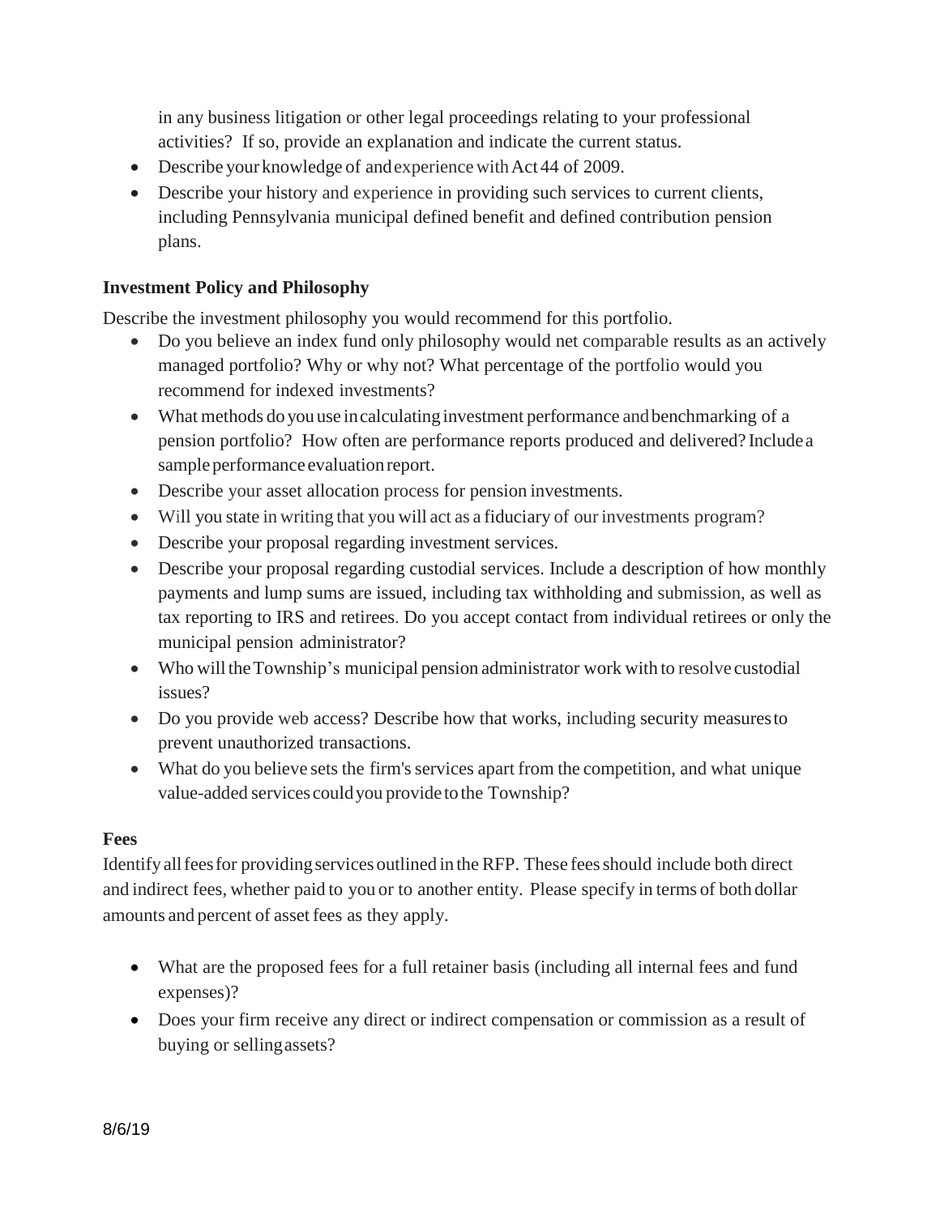in any business litigation or other legal proceedings relating to your professional activities? If so, provide an explanation and indicate the current status.

- Describe your knowledge of and experience with Act 44 of 2009.
- Describe your history and experience in providing such services to current clients, including Pennsylvania municipal defined benefit and defined contribution pension plans.

**Investment Policy and Philosophy**

Describe the investment philosophy you would recommend for this portfolio.

- Do you believe an index fund only philosophy would net comparable results as an actively managed portfolio? Why or why not? What percentage of the portfolio would you recommend for indexed investments?
- What methods do you use in calculating investment performance and benchmarking of a pension portfolio? How often are performance reports produced and delivered? Include a sample performance evaluation report.
- Describe your asset allocation process for pension investments.
- Will you state in writing that you will act as a fiduciary of our investments program?
- Describe your proposal regarding investment services.
- Describe your proposal regarding custodial services. Include a description of how monthly payments and lump sums are issued, including tax withholding and submission, as well as tax reporting to IRS and retirees. Do you accept contact from individual retirees or only the municipal pension administrator?
- Who will the Township's municipal pension administrator work with to resolve custodial issues?
- Do you provide web access? Describe how that works, including security measures to prevent unauthorized transactions.
- What do you believe sets the firm's services apart from the competition, and what unique value-added services could you provide to the Township?

**Fees**

Identify all fees for providing services outlined in the RFP. These fees should include both direct and indirect fees, whether paid to you or to another entity. Please specify in terms of both dollar amounts and percent of asset fees as they apply.

- What are the proposed fees for a full retainer basis (including all internal fees and fund expenses)?
- Does your firm receive any direct or indirect compensation or commission as a result of buying or selling assets?

8/6/19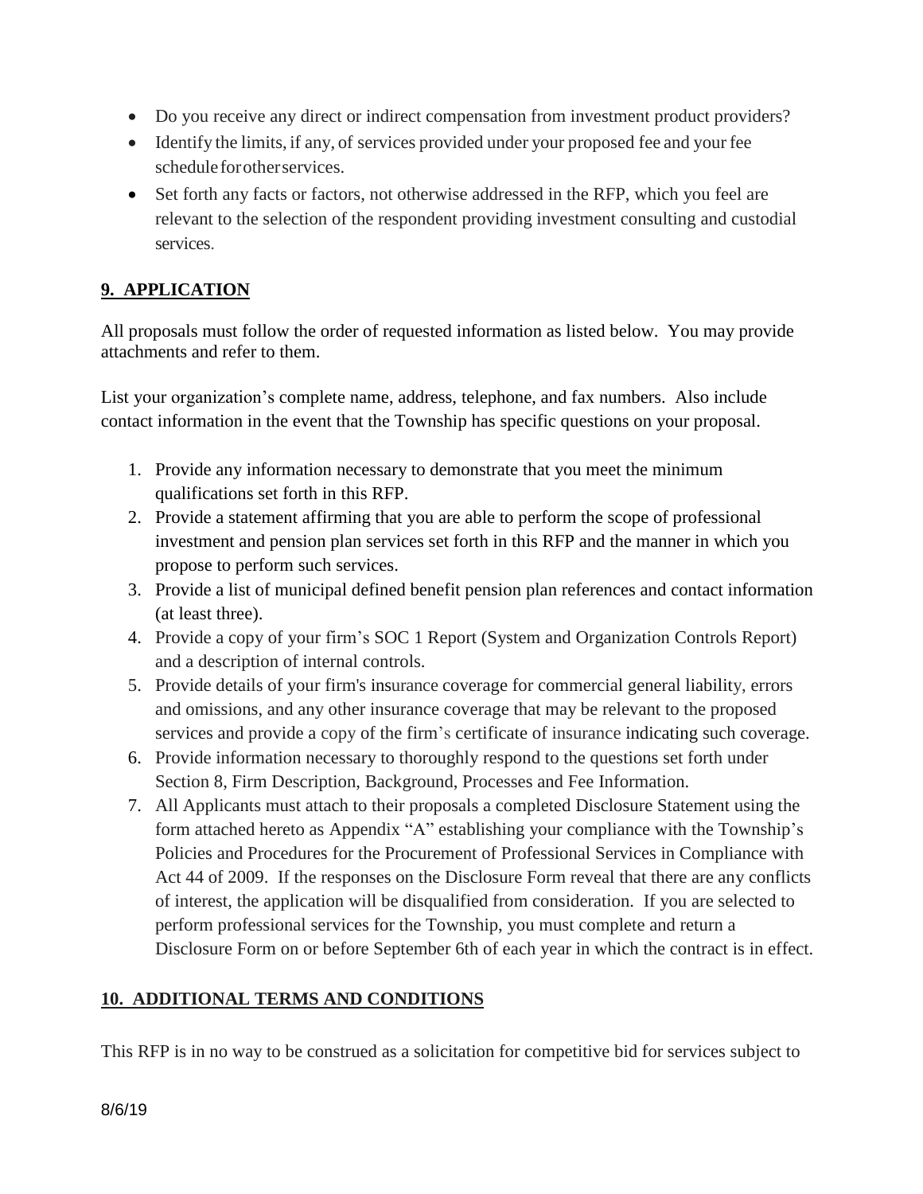- Do you receive any direct or indirect compensation from investment product providers?
- Identify the limits, if any, of services provided under your proposed fee and your fee schedule for other services.
- Set forth any facts or factors, not otherwise addressed in the RFP, which you feel are relevant to the selection of the respondent providing investment consulting and custodial services.

## 9. APPLICATION

All proposals must follow the order of requested information as listed below. You may provide attachments and refer to them.

List your organization's complete name, address, telephone, and fax numbers. Also include contact information in the event that the Township has specific questions on your proposal.

1. Provide any information necessary to demonstrate that you meet the minimum qualifications set forth in this RFP.
2. Provide a statement affirming that you are able to perform the scope of professional investment and pension plan services set forth in this RFP and the manner in which you propose to perform such services.
3. Provide a list of municipal defined benefit pension plan references and contact information (at least three).
4. Provide a copy of your firm's SOC 1 Report (System and Organization Controls Report) and a description of internal controls.
5. Provide details of your firm's insurance coverage for commercial general liability, errors and omissions, and any other insurance coverage that may be relevant to the proposed services and provide a copy of the firm's certificate of insurance indicating such coverage.
6. Provide information necessary to thoroughly respond to the questions set forth under Section 8, Firm Description, Background, Processes and Fee Information.
7. All Applicants must attach to their proposals a completed Disclosure Statement using the form attached hereto as Appendix "A" establishing your compliance with the Township's Policies and Procedures for the Procurement of Professional Services in Compliance with Act 44 of 2009. If the responses on the Disclosure Form reveal that there are any conflicts of interest, the application will be disqualified from consideration. If you are selected to perform professional services for the Township, you must complete and return a Disclosure Form on or before September 6th of each year in which the contract is in effect.

## 10. ADDITIONAL TERMS AND CONDITIONS

This RFP is in no way to be construed as a solicitation for competitive bid for services subject to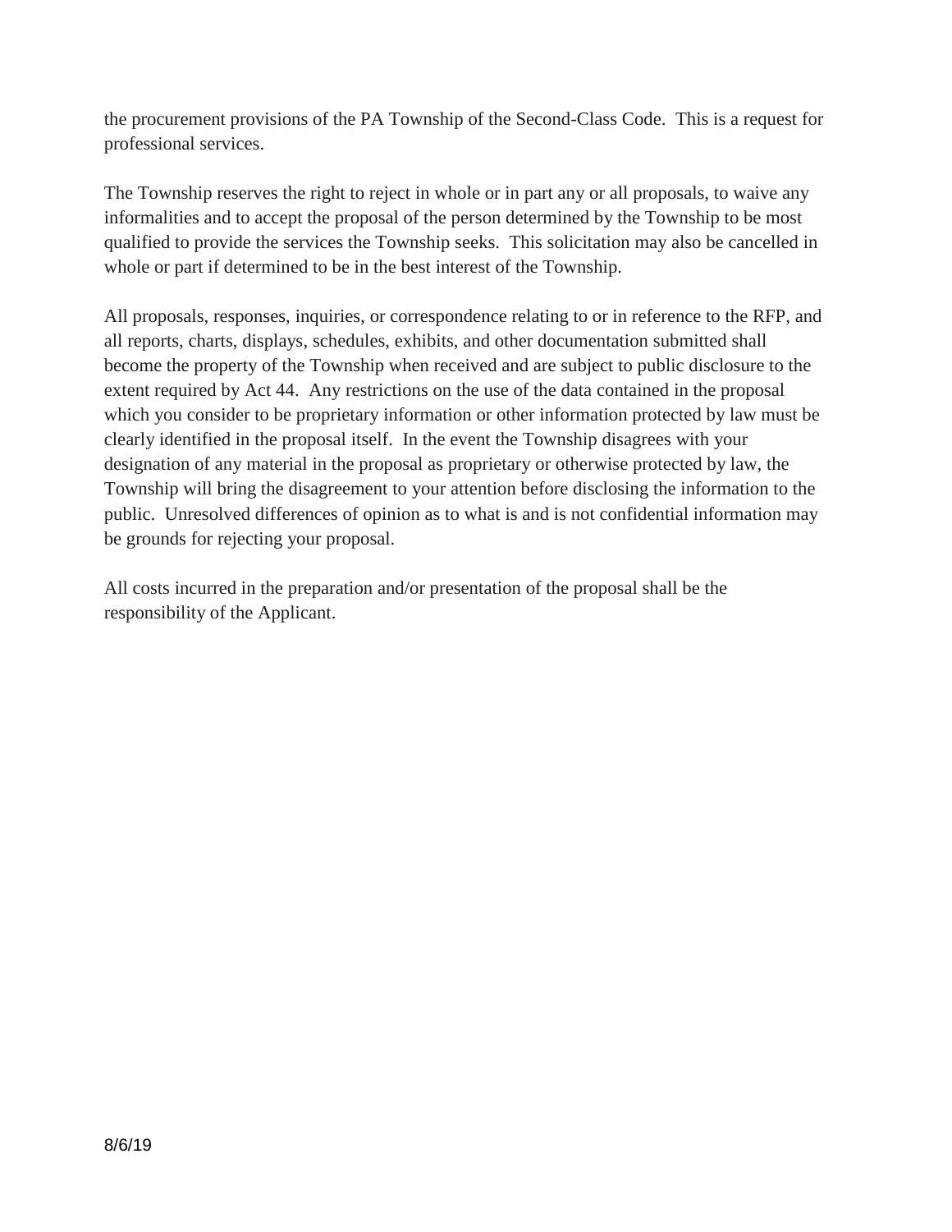the procurement provisions of the PA Township of the Second-Class Code. This is a request for professional services.

The Township reserves the right to reject in whole or in part any or all proposals, to waive any informalities and to accept the proposal of the person determined by the Township to be most qualified to provide the services the Township seeks. This solicitation may also be cancelled in whole or part if determined to be in the best interest of the Township.

All proposals, responses, inquiries, or correspondence relating to or in reference to the RFP, and all reports, charts, displays, schedules, exhibits, and other documentation submitted shall become the property of the Township when received and are subject to public disclosure to the extent required by Act 44. Any restrictions on the use of the data contained in the proposal which you consider to be proprietary information or other information protected by law must be clearly identified in the proposal itself. In the event the Township disagrees with your designation of any material in the proposal as proprietary or otherwise protected by law, the Township will bring the disagreement to your attention before disclosing the information to the public. Unresolved differences of opinion as to what is and is not confidential information may be grounds for rejecting your proposal.

All costs incurred in the preparation and/or presentation of the proposal shall be the responsibility of the Applicant.